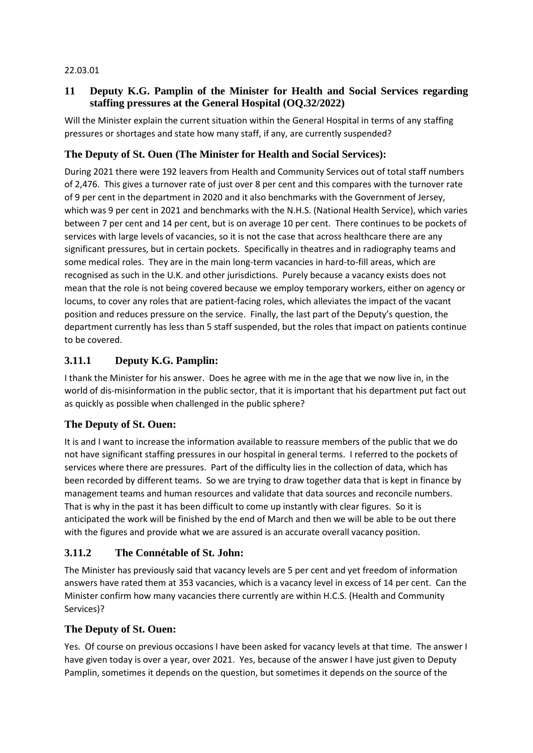22.03.01

## 11 Deputy K.G. Pamplin of the Minister for Health and Social Services regarding staffing pressures at the General Hospital (OQ.32/2022)

Will the Minister explain the current situation within the General Hospital in terms of any staffing pressures or shortages and state how many staff, if any, are currently suspended?

### The Deputy of St. Ouen (The Minister for Health and Social Services):

During 2021 there were 192 leavers from Health and Community Services out of total staff numbers of 2,476. This gives a turnover rate of just over 8 per cent and this compares with the turnover rate of 9 per cent in the department in 2020 and it also benchmarks with the Government of Jersey, which was 9 per cent in 2021 and benchmarks with the N.H.S. (National Health Service), which varies between 7 per cent and 14 per cent, but is on average 10 per cent. There continues to be pockets of services with large levels of vacancies, so it is not the case that across healthcare there are any significant pressures, but in certain pockets. Specifically in theatres and in radiography teams and some medical roles. They are in the main long-term vacancies in hard-to-fill areas, which are recognised as such in the U.K. and other jurisdictions. Purely because a vacancy exists does not mean that the role is not being covered because we employ temporary workers, either on agency or locums, to cover any roles that are patient-facing roles, which alleviates the impact of the vacant position and reduces pressure on the service. Finally, the last part of the Deputy's question, the department currently has less than 5 staff suspended, but the roles that impact on patients continue to be covered.

### 3.11.1 Deputy K.G. Pamplin:

I thank the Minister for his answer. Does he agree with me in the age that we now live in, in the world of dis-misinformation in the public sector, that it is important that his department put fact out as quickly as possible when challenged in the public sphere?

### The Deputy of St. Ouen:

It is and I want to increase the information available to reassure members of the public that we do not have significant staffing pressures in our hospital in general terms. I referred to the pockets of services where there are pressures. Part of the difficulty lies in the collection of data, which has been recorded by different teams. So we are trying to draw together data that is kept in finance by management teams and human resources and validate that data sources and reconcile numbers. That is why in the past it has been difficult to come up instantly with clear figures. So it is anticipated the work will be finished by the end of March and then we will be able to be out there with the figures and provide what we are assured is an accurate overall vacancy position.

### 3.11.2 The Connétable of St. John:

The Minister has previously said that vacancy levels are 5 per cent and yet freedom of information answers have rated them at 353 vacancies, which is a vacancy level in excess of 14 per cent. Can the Minister confirm how many vacancies there currently are within H.C.S. (Health and Community Services)?

### The Deputy of St. Ouen:

Yes. Of course on previous occasions I have been asked for vacancy levels at that time. The answer I have given today is over a year, over 2021. Yes, because of the answer I have just given to Deputy Pamplin, sometimes it depends on the question, but sometimes it depends on the source of the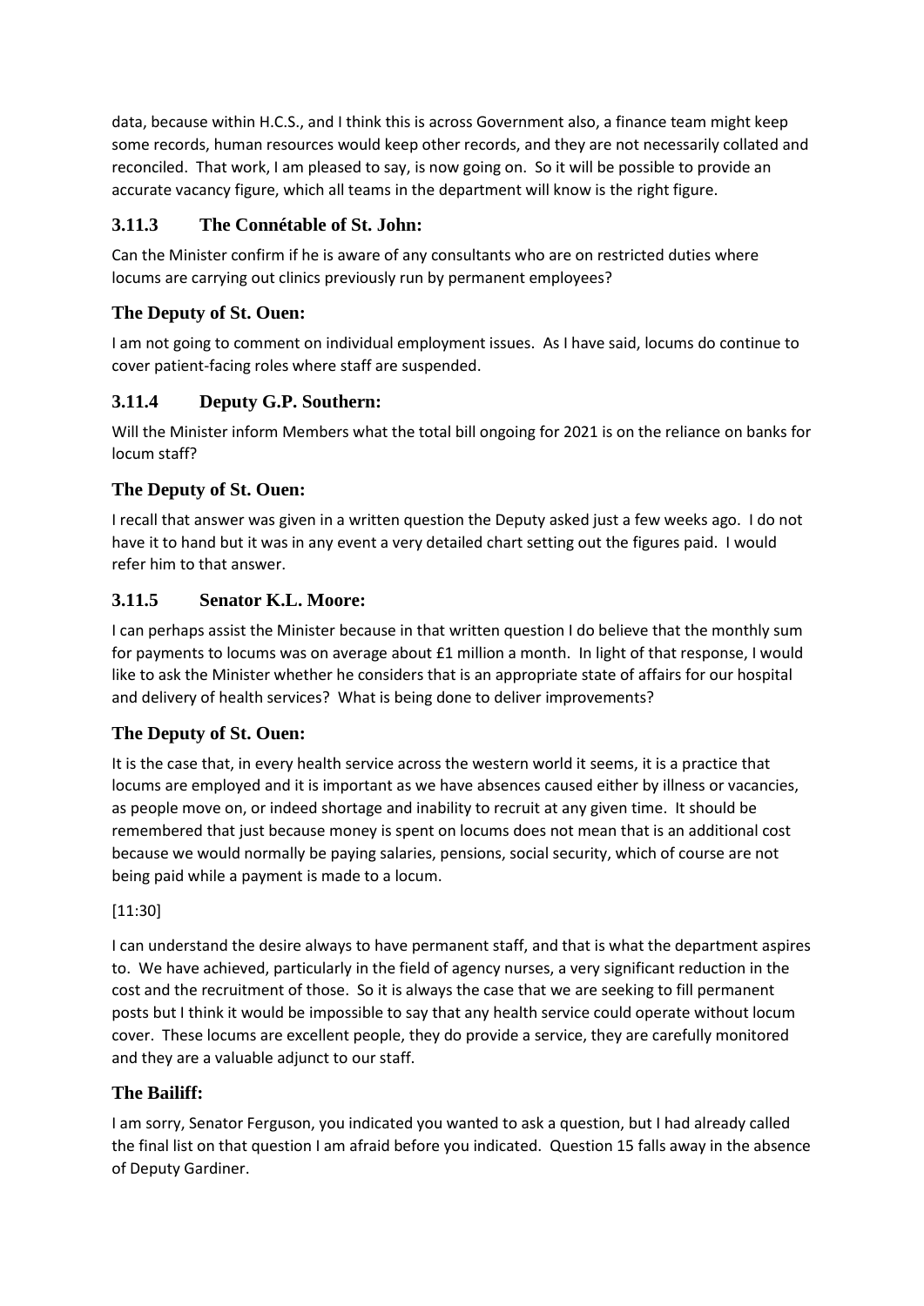data, because within H.C.S., and I think this is across Government also, a finance team might keep some records, human resources would keep other records, and they are not necessarily collated and reconciled. That work, I am pleased to say, is now going on. So it will be possible to provide an accurate vacancy figure, which all teams in the department will know is the right figure.

### 3.11.3 The Connétable of St. John:

Can the Minister confirm if he is aware of any consultants who are on restricted duties where locums are carrying out clinics previously run by permanent employees?

### The Deputy of St. Ouen:

I am not going to comment on individual employment issues. As I have said, locums do continue to cover patient-facing roles where staff are suspended.

### 3.11.4 Deputy G.P. Southern:

Will the Minister inform Members what the total bill ongoing for 2021 is on the reliance on banks for locum staff?

### The Deputy of St. Ouen:

I recall that answer was given in a written question the Deputy asked just a few weeks ago. I do not have it to hand but it was in any event a very detailed chart setting out the figures paid. I would refer him to that answer.

### 3.11.5 Senator K.L. Moore:

I can perhaps assist the Minister because in that written question I do believe that the monthly sum for payments to locums was on average about £1 million a month. In light of that response, I would like to ask the Minister whether he considers that is an appropriate state of affairs for our hospital and delivery of health services? What is being done to deliver improvements?

### The Deputy of St. Ouen:

It is the case that, in every health service across the western world it seems, it is a practice that locums are employed and it is important as we have absences caused either by illness or vacancies, as people move on, or indeed shortage and inability to recruit at any given time. It should be remembered that just because money is spent on locums does not mean that is an additional cost because we would normally be paying salaries, pensions, social security, which of course are not being paid while a payment is made to a locum.

[11:30]

I can understand the desire always to have permanent staff, and that is what the department aspires to. We have achieved, particularly in the field of agency nurses, a very significant reduction in the cost and the recruitment of those. So it is always the case that we are seeking to fill permanent posts but I think it would be impossible to say that any health service could operate without locum cover. These locums are excellent people, they do provide a service, they are carefully monitored and they are a valuable adjunct to our staff.

### The Bailiff:

I am sorry, Senator Ferguson, you indicated you wanted to ask a question, but I had already called the final list on that question I am afraid before you indicated. Question 15 falls away in the absence of Deputy Gardiner.